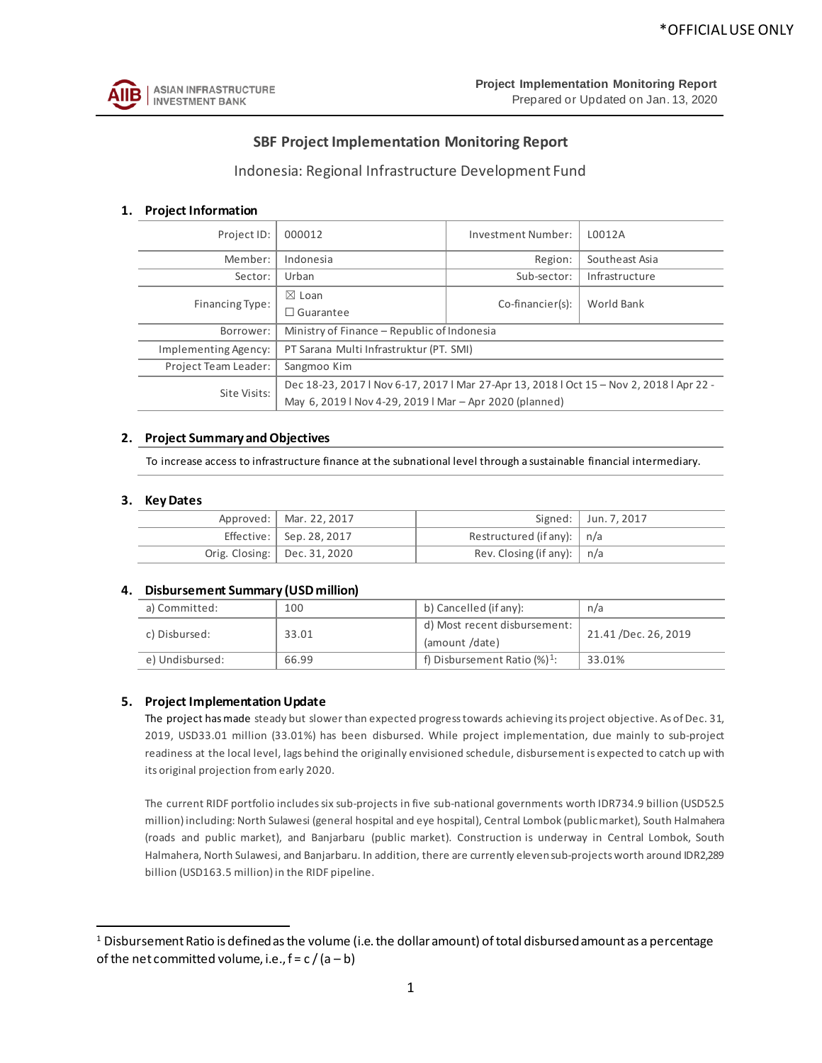*OFFICIAL USE ONLY

**Project Implementation Monitoring Report**
Prepared or Updated on Jan. 13, 2020

# SBF Project Implementation Monitoring Report

## Indonesia: Regional Infrastructure Development Fund

### 1. Project Information

| | | | |
|---|---|---|---|
| Project ID: | 000012 | Investment Number: | L0012A |
| Member: | Indonesia | Region: | Southeast Asia |
| Sector: | Urban | Sub-sector: | Infrastructure |
| Financing Type: | ☒ Loan<br>☐ Guarantee | Co-financier(s): | World Bank |
| Borrower: | Ministry of Finance – Republic of Indonesia | | |
| Implementing Agency: | PT Sarana Multi Infrastruktur (PT. SMI) | | |
| Project Team Leader: | Sangmoo Kim | | |
| Site Visits: | Dec 18-23, 2017 l Nov 6-17, 2017 l Mar 27-Apr 13, 2018 l Oct 15 – Nov 2, 2018 l Apr 22 - May 6, 2019 l Nov 4-29, 2019 l Mar – Apr 2020 (planned) | | |

### 2. Project Summary and Objectives

To increase access to infrastructure finance at the subnational level through a sustainable financial intermediary.

### 3. Key Dates

| | | | |
|---|---|---|---|
| Approved: | Mar. 22, 2017 | Signed: | Jun. 7, 2017 |
| Effective: | Sep. 28, 2017 | Restructured (if any): | n/a |
| Orig. Closing: | Dec. 31, 2020 | Rev. Closing (if any): | n/a |

### 4. Disbursement Summary (USD million)

| | | | |
|---|---|---|---|
| a) Committed: | 100 | b) Cancelled (if any): | n/a |
| c) Disbursed: | 33.01 | d) Most recent disbursement: (amount /date) | 21.41 /Dec. 26, 2019 |
| e) Undisbursed: | 66.99 | f) Disbursement Ratio (%)[1]: | 33.01% |

### 5. Project Implementation Update

The project has made steady but slower than expected progress towards achieving its project objective. As of Dec. 31, 2019, USD33.01 million (33.01%) has been disbursed. While project implementation, due mainly to sub-project readiness at the local level, lags behind the originally envisioned schedule, disbursement is expected to catch up with its original projection from early 2020.

The current RIDF portfolio includes six sub-projects in five sub-national governments worth IDR734.9 billion (USD52.5 million) including: North Sulawesi (general hospital and eye hospital), Central Lombok (public market), South Halmahera (roads and public market), and Banjarbaru (public market). Construction is underway in Central Lombok, South Halmahera, North Sulawesi, and Banjarbaru. In addition, there are currently eleven sub-projects worth around IDR2,289 billion (USD163.5 million) in the RIDF pipeline.

[1] Disbursement Ratio is defined as the volume (i.e. the dollar amount) of total disbursed amount as a percentage of the net committed volume, i.e., $f = c / (a – b)$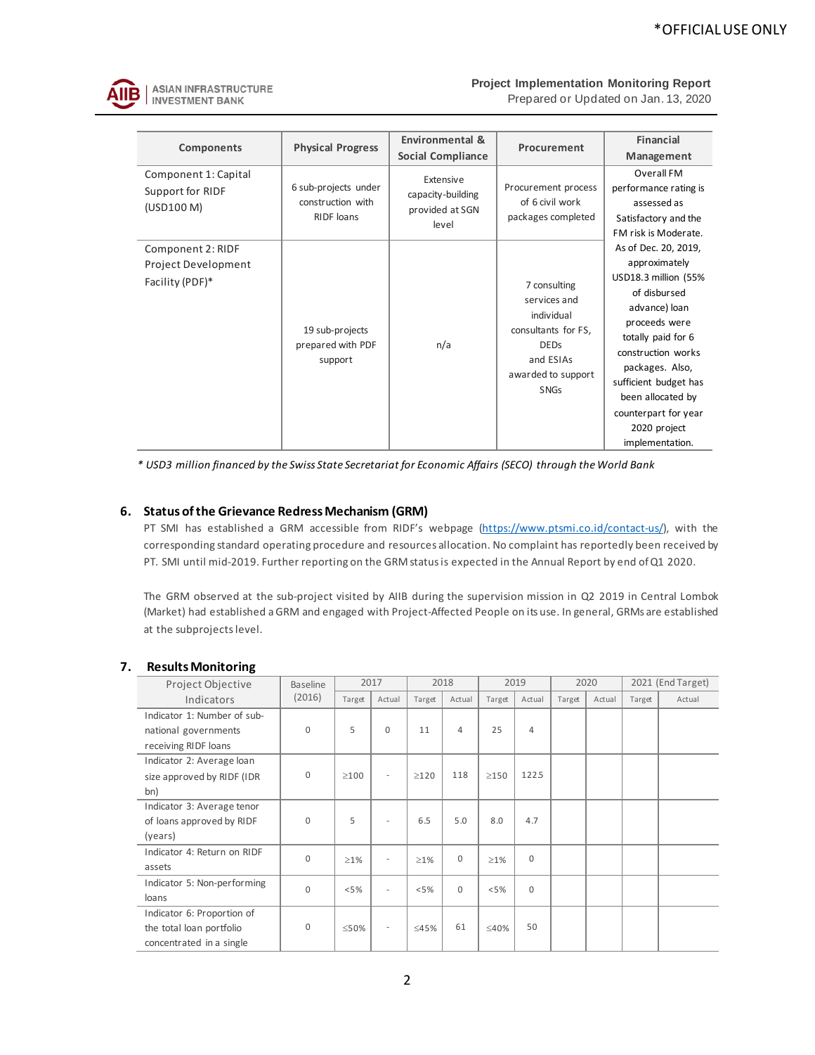| Components | Physical Progress | Environmental & Social Compliance | Procurement | Financial Management |
|---|---|---|---|---|
| Component 1: Capital Support for RIDF (USD100 M) | 6 sub-projects under construction with RIDF loans | Extensive capacity-building provided at SGN level | Procurement process of 6 civil work packages completed | Overall FM performance rating is assessed as Satisfactory and the FM risk is Moderate. As of Dec. 20, 2019, approximately USD18.3 million (55% of disbursed advance) loan proceeds were totally paid for 6 construction works packages. Also, sufficient budget has been allocated by counterpart for year 2020 project implementation. |
| Component 2: RIDF Project Development Facility (PDF)* | 19 sub-projects prepared with PDF support | n/a | 7 consulting services and individual consultants for FS, DEDs and ESIAs awarded to support SNGs | |

*\* USD3 million financed by the Swiss State Secretariat for Economic Affairs (SECO) through the World Bank*

## 6. Status of the Grievance Redress Mechanism (GRM)

PT SMI has established a GRM accessible from RIDF's webpage (https://www.ptsmi.co.id/contact-us/), with the corresponding standard operating procedure and resources allocation. No complaint has reportedly been received by PT. SMI until mid-2019. Further reporting on the GRM status is expected in the Annual Report by end of Q1 2020.

The GRM observed at the sub-project visited by AIIB during the supervision mission in Q2 2019 in Central Lombok (Market) had established a GRM and engaged with Project-Affected People on its use. In general, GRMs are established at the subprojects level.

## 7. Results Monitoring

| Project Objective Indicators | Baseline (2016) | 2017 | | 2018 | | 2019 | | 2020 | | 2021 (End Target) | |
|---|---|---|---|---|---|---|---|---|---|---|---|
| | | Target | Actual | Target | Actual | Target | Actual | Target | Actual | Target | Actual |
| Indicator 1: Number of sub-national governments receiving RIDF loans | 0 | 5 | 0 | 11 | 4 | 25 | 4 | | | | |
| Indicator 2: Average loan size approved by RIDF (IDR bn) | 0 | ≥100 | - | ≥120 | 118 | ≥150 | 122.5 | | | | |
| Indicator 3: Average tenor of loans approved by RIDF (years) | 0 | 5 | - | 6.5 | 5.0 | 8.0 | 4.7 | | | | |
| Indicator 4: Return on RIDF assets | 0 | ≥1% | - | ≥1% | 0 | ≥1% | 0 | | | | |
| Indicator 5: Non-performing loans | 0 | <5% | - | <5% | 0 | <5% | 0 | | | | |
| Indicator 6: Proportion of the total loan portfolio concentrated in a single | 0 | ≤50% | - | ≤45% | 61 | ≤40% | 50 | | | | |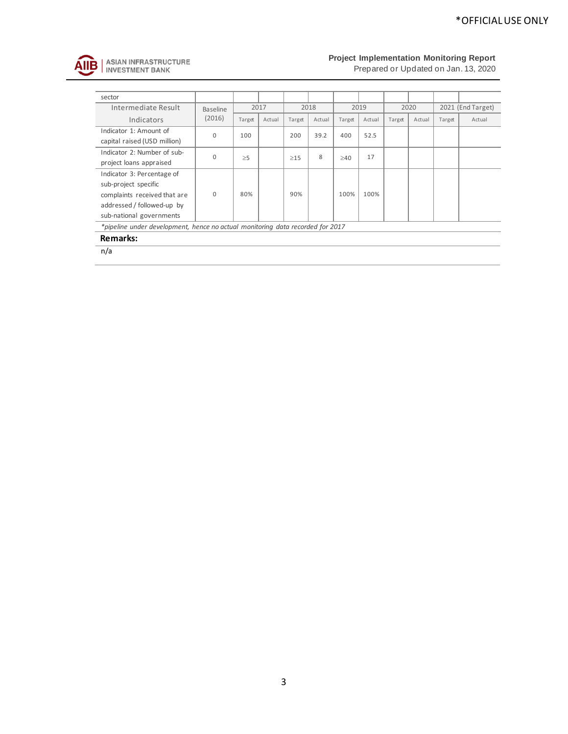| sector | | | | | | | | | | | |
|---|---|---|---|---|---|---|---|---|---|---|---|
| Intermediate Result Indicators | Baseline (2016) | 2017 | | 2018 | | 2019 | | 2020 | | 2021 (End Target) | |
| | | Target | Actual | Target | Actual | Target | Actual | Target | Actual | Target | Actual |
| Indicator 1: Amount of capital raised (USD million) | 0 | 100 | | 200 | 39.2 | 400 | 52.5 | | | | |
| Indicator 2: Number of sub-project loans appraised | 0 | ≥5 | | ≥15 | 8 | ≥40 | 17 | | | | |
| Indicator 3: Percentage of sub-project specific complaints received that are addressed / followed-up by sub-national governments | 0 | 80% | | 90% | | 100% | 100% | | | | |

*pipeline under development, hence no actual monitoring data recorded for 2017*

**Remarks:**

n/a